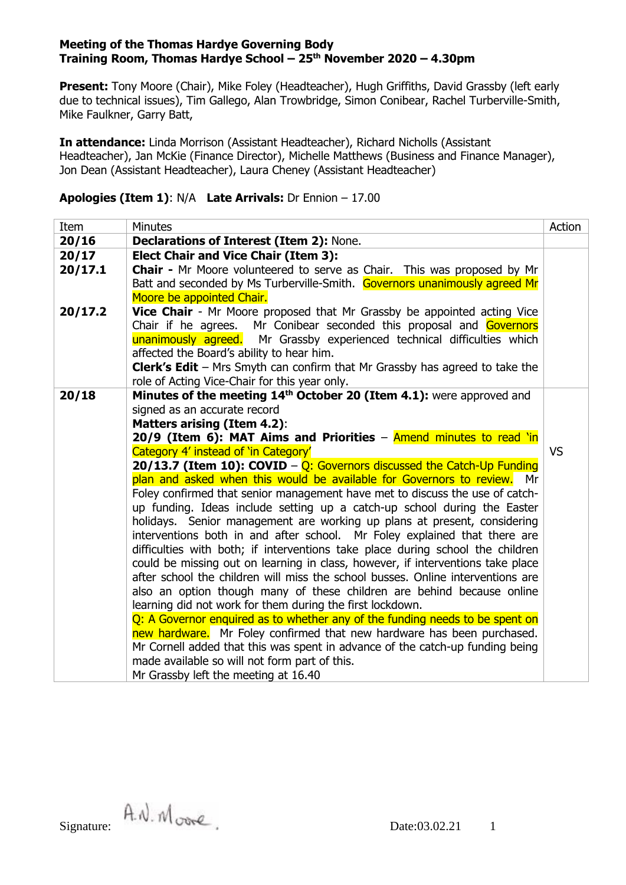**Meeting of the Thomas Hardye Governing Body**
**Training Room, Thomas Hardye School – 25th November 2020 – 4.30pm**

**Present:** Tony Moore (Chair), Mike Foley (Headteacher), Hugh Griffiths, David Grassby (left early due to technical issues), Tim Gallego, Alan Trowbridge, Simon Conibear, Rachel Turberville-Smith, Mike Faulkner, Garry Batt,

**In attendance:** Linda Morrison (Assistant Headteacher), Richard Nicholls (Assistant Headteacher), Jan McKie (Finance Director), Michelle Matthews (Business and Finance Manager), Jon Dean (Assistant Headteacher), Laura Cheney (Assistant Headteacher)

**Apologies (Item 1)**: N/A **Late Arrivals:** Dr Ennion – 17.00

| Item | Minutes | Action |
|---|---|---|
| **20/16** | **Declarations of Interest (Item 2):** None. | |
| **20/17** <br> **20/17.1** <br><br><br> **20/17.2** | **Elect Chair and Vice Chair (Item 3):** <br> **Chair -** Mr Moore volunteered to serve as Chair. This was proposed by Mr Batt and seconded by Ms Turberville-Smith. Governors unanimously agreed Mr Moore be appointed Chair. <br> **Vice Chair** - Mr Moore proposed that Mr Grassby be appointed acting Vice Chair if he agrees. Mr Conibear seconded this proposal and Governors unanimously agreed. Mr Grassby experienced technical difficulties which affected the Board's ability to hear him. <br> **Clerk's Edit** – Mrs Smyth can confirm that Mr Grassby has agreed to take the role of Acting Vice-Chair for this year only. | |
| **20/18** | **Minutes of the meeting 14th October 20 (Item 4.1):** were approved and signed as an accurate record <br> **Matters arising (Item 4.2)**: <br> **20/9 (Item 6): MAT Aims and Priorities** – Amend minutes to read 'in Category 4' instead of 'in Category' <br> **20/13.7 (Item 10): COVID** – Q: Governors discussed the Catch-Up Funding plan and asked when this would be available for Governors to review. Mr Foley confirmed that senior management have met to discuss the use of catch-up funding. Ideas include setting up a catch-up school during the Easter holidays. Senior management are working up plans at present, considering interventions both in and after school. Mr Foley explained that there are difficulties with both; if interventions take place during school the children could be missing out on learning in class, however, if interventions take place after school the children will miss the school busses. Online interventions are also an option though many of these children are behind because online learning did not work for them during the first lockdown. <br> Q: A Governor enquired as to whether any of the funding needs to be spent on new hardware. Mr Foley confirmed that new hardware has been purchased. Mr Cornell added that this was spent in advance of the catch-up funding being made available so will not form part of this. <br> Mr Grassby left the meeting at 16.40 | VS |

Signature: A.N. Moore. Date:03.02.21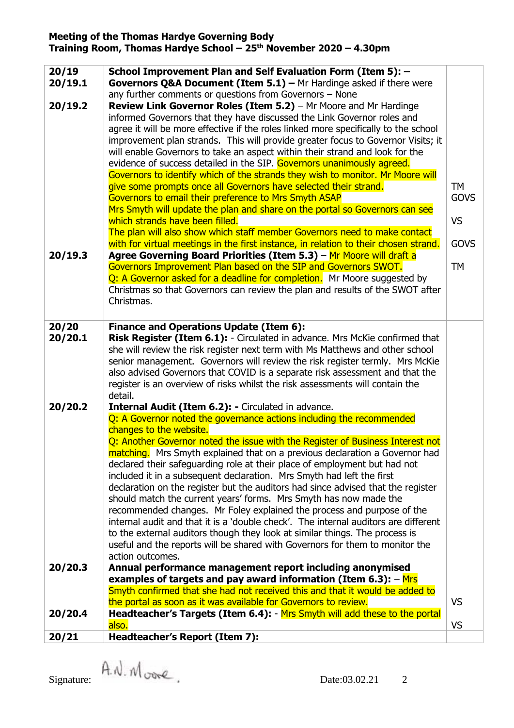**Meeting of the Thomas Hardye Governing Body**
**Training Room, Thomas Hardye School – 25th November 2020 – 4.30pm**

| | | |
|---|---|---|
| 20/19<br>20/19.1<br><br>20/19.2 | **School Improvement Plan and Self Evaluation Form (Item 5): –**<br>**Governors Q&A Document (Item 5.1) –** Mr Hardinge asked if there were any further comments or questions from Governors – None<br>**Review Link Governor Roles (Item 5.2)** – Mr Moore and Mr Hardinge informed Governors that they have discussed the Link Governor roles and agree it will be more effective if the roles linked more specifically to the school improvement plan strands. This will provide greater focus to Governor Visits; it will enable Governors to take an aspect within their strand and look for the evidence of success detailed in the SIP. Governors unanimously agreed.<br>Governors to identify which of the strands they wish to monitor. Mr Moore will give some prompts once all Governors have selected their strand.<br>Governors to email their preference to Mrs Smyth ASAP<br>Mrs Smyth will update the plan and share on the portal so Governors can see which strands have been filled.<br>The plan will also show which staff member Governors need to make contact with for virtual meetings in the first instance, in relation to their chosen strand. | TM<br>GOVS<br><br>VS<br><br>GOVS |
| 20/19.3 | **Agree Governing Board Priorities (Item 5.3)** – Mr Moore will draft a Governors Improvement Plan based on the SIP and Governors SWOT.<br>Q: A Governor asked for a deadline for completion. Mr Moore suggested by Christmas so that Governors can review the plan and results of the SWOT after Christmas. | TM |
| 20/20<br>20/20.1 | **Finance and Operations Update (Item 6):**<br>**Risk Register (Item 6.1):** - Circulated in advance. Mrs McKie confirmed that she will review the risk register next term with Ms Matthews and other school senior management. Governors will review the risk register termly. Mrs McKie also advised Governors that COVID is a separate risk assessment and that the register is an overview of risks whilst the risk assessments will contain the detail. | |
| 20/20.2 | **Internal Audit (Item 6.2): -** Circulated in advance.<br>Q: A Governor noted the governance actions including the recommended changes to the website.<br>Q: Another Governor noted the issue with the Register of Business Interest not matching. Mrs Smyth explained that on a previous declaration a Governor had declared their safeguarding role at their place of employment but had not included it in a subsequent declaration. Mrs Smyth had left the first declaration on the register but the auditors had since advised that the register should match the current years' forms. Mrs Smyth has now made the recommended changes. Mr Foley explained the process and purpose of the internal audit and that it is a 'double check'. The internal auditors are different to the external auditors though they look at similar things. The process is useful and the reports will be shared with Governors for them to monitor the action outcomes. | |
| 20/20.3 | **Annual performance management report including anonymised examples of targets and pay award information (Item 6.3):** – Mrs Smyth confirmed that she had not received this and that it would be added to the portal as soon as it was available for Governors to review. | VS |
| 20/20.4 | **Headteacher's Targets (Item 6.4):** - Mrs Smyth will add these to the portal also. | VS |
| 20/21 | **Headteacher's Report (Item 7):** | |

Signature: A.N. Moore                Date:03.02.21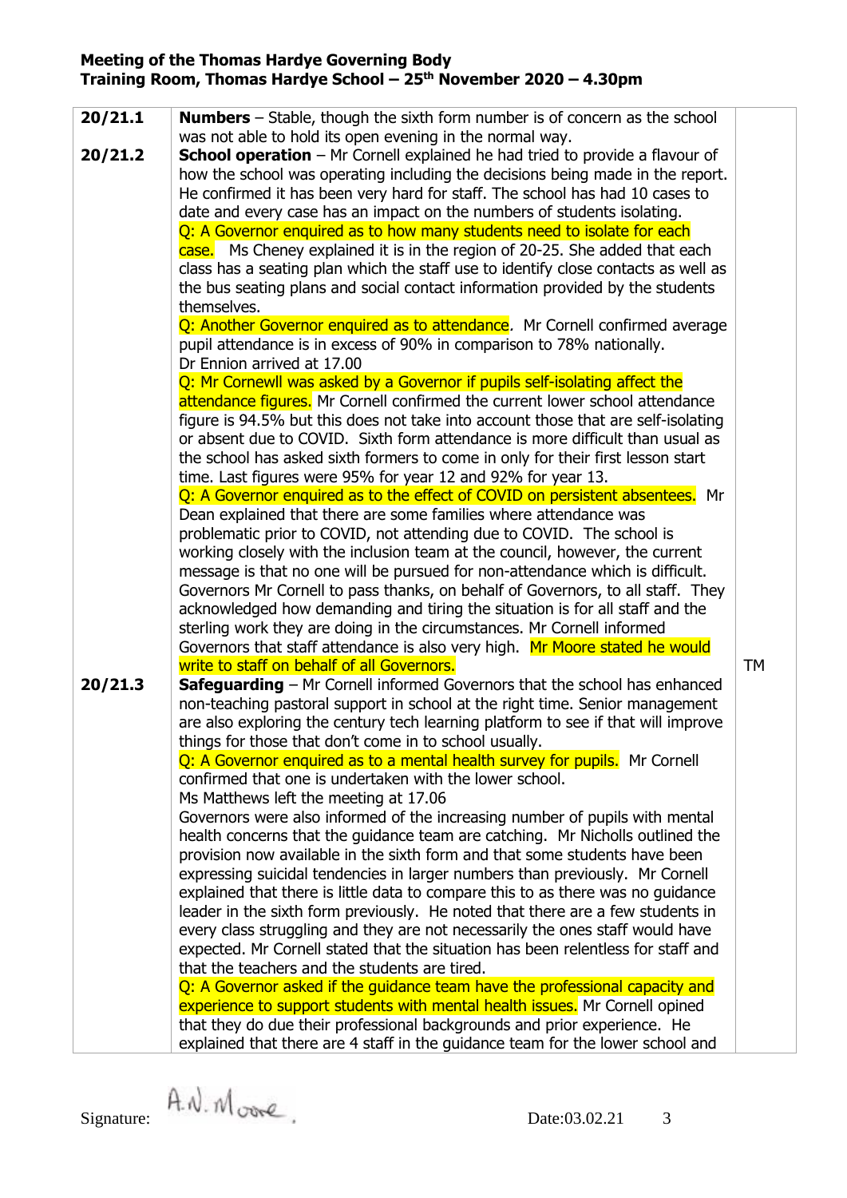**Meeting of the Thomas Hardye Governing Body**
**Training Room, Thomas Hardye School – 25th November 2020 – 4.30pm**

| | | |
|---|---|---|
| **20/21.1** | **Numbers** – Stable, though the sixth form number is of concern as the school was not able to hold its open evening in the normal way. | |
| **20/21.2** | **School operation** – Mr Cornell explained he had tried to provide a flavour of how the school was operating including the decisions being made in the report. He confirmed it has been very hard for staff. The school has had 10 cases to date and every case has an impact on the numbers of students isolating. Q: A Governor enquired as to how many students need to isolate for each case. Ms Cheney explained it is in the region of 20-25. She added that each class has a seating plan which the staff use to identify close contacts as well as the bus seating plans and social contact information provided by the students themselves. Q: Another Governor enquired as to attendance. Mr Cornell confirmed average pupil attendance is in excess of 90% in comparison to 78% nationally. Dr Ennion arrived at 17.00 Q: Mr Cornewll was asked by a Governor if pupils self-isolating affect the attendance figures. Mr Cornell confirmed the current lower school attendance figure is 94.5% but this does not take into account those that are self-isolating or absent due to COVID. Sixth form attendance is more difficult than usual as the school has asked sixth formers to come in only for their first lesson start time. Last figures were 95% for year 12 and 92% for year 13. Q: A Governor enquired as to the effect of COVID on persistent absentees. Mr Dean explained that there are some families where attendance was problematic prior to COVID, not attending due to COVID. The school is working closely with the inclusion team at the council, however, the current message is that no one will be pursued for non-attendance which is difficult. Governors Mr Cornell to pass thanks, on behalf of Governors, to all staff. They acknowledged how demanding and tiring the situation is for all staff and the sterling work they are doing in the circumstances. Mr Cornell informed Governors that staff attendance is also very high. Mr Moore stated he would write to staff on behalf of all Governors. | TM |
| **20/21.3** | **Safeguarding** – Mr Cornell informed Governors that the school has enhanced non-teaching pastoral support in school at the right time. Senior management are also exploring the century tech learning platform to see if that will improve things for those that don't come in to school usually. Q: A Governor enquired as to a mental health survey for pupils. Mr Cornell confirmed that one is undertaken with the lower school. Ms Matthews left the meeting at 17.06 Governors were also informed of the increasing number of pupils with mental health concerns that the guidance team are catching. Mr Nicholls outlined the provision now available in the sixth form and that some students have been expressing suicidal tendencies in larger numbers than previously. Mr Cornell explained that there is little data to compare this to as there was no guidance leader in the sixth form previously. He noted that there are a few students in every class struggling and they are not necessarily the ones staff would have expected. Mr Cornell stated that the situation has been relentless for staff and that the teachers and the students are tired. Q: A Governor asked if the guidance team have the professional capacity and experience to support students with mental health issues. Mr Cornell opined that they do due their professional backgrounds and prior experience. He explained that there are 4 staff in the guidance team for the lower school and | |

Signature: A.N. Moore. Date:03.02.21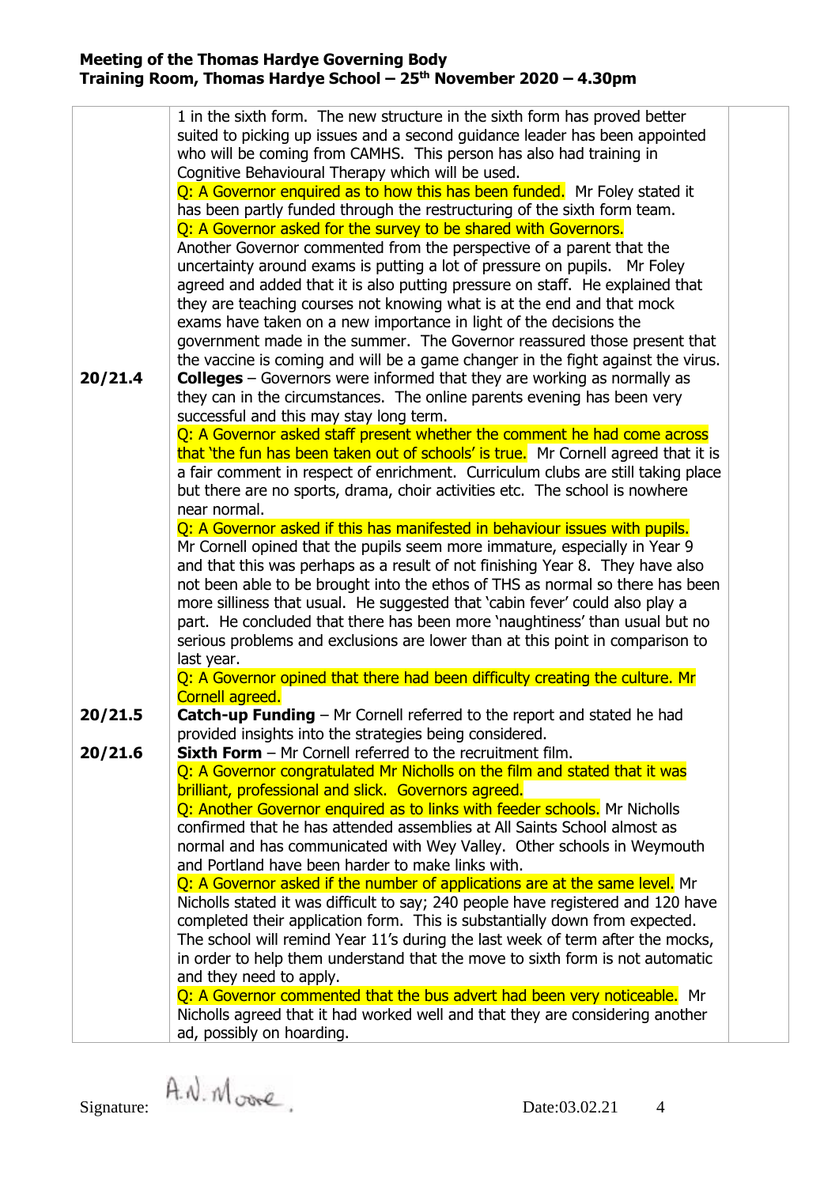**Meeting of the Thomas Hardye Governing Body**
**Training Room, Thomas Hardye School – 25th November 2020 – 4.30pm**

| | | |
|---|---|---|
| | 1 in the sixth form. The new structure in the sixth form has proved better suited to picking up issues and a second guidance leader has been appointed who will be coming from CAMHS. This person has also had training in Cognitive Behavioural Therapy which will be used. Q: A Governor enquired as to how this has been funded. Mr Foley stated it has been partly funded through the restructuring of the sixth form team. Q: A Governor asked for the survey to be shared with Governors. Another Governor commented from the perspective of a parent that the uncertainty around exams is putting a lot of pressure on pupils. Mr Foley agreed and added that it is also putting pressure on staff. He explained that they are teaching courses not knowing what is at the end and that mock exams have taken on a new importance in light of the decisions the government made in the summer. The Governor reassured those present that the vaccine is coming and will be a game changer in the fight against the virus. | |
| 20/21.4 | **Colleges** – Governors were informed that they are working as normally as they can in the circumstances. The online parents evening has been very successful and this may stay long term. Q: A Governor asked staff present whether the comment he had come across that 'the fun has been taken out of schools' is true. Mr Cornell agreed that it is a fair comment in respect of enrichment. Curriculum clubs are still taking place but there are no sports, drama, choir activities etc. The school is nowhere near normal. Q: A Governor asked if this has manifested in behaviour issues with pupils. Mr Cornell opined that the pupils seem more immature, especially in Year 9 and that this was perhaps as a result of not finishing Year 8. They have also not been able to be brought into the ethos of THS as normal so there has been more silliness that usual. He suggested that 'cabin fever' could also play a part. He concluded that there has been more 'naughtiness' than usual but no serious problems and exclusions are lower than at this point in comparison to last year. Q: A Governor opined that there had been difficulty creating the culture. Mr Cornell agreed. | |
| 20/21.5 | **Catch-up Funding** – Mr Cornell referred to the report and stated he had provided insights into the strategies being considered. | |
| 20/21.6 | **Sixth Form** – Mr Cornell referred to the recruitment film. Q: A Governor congratulated Mr Nicholls on the film and stated that it was brilliant, professional and slick. Governors agreed. Q: Another Governor enquired as to links with feeder schools. Mr Nicholls confirmed that he has attended assemblies at All Saints School almost as normal and has communicated with Wey Valley. Other schools in Weymouth and Portland have been harder to make links with. Q: A Governor asked if the number of applications are at the same level. Mr Nicholls stated it was difficult to say; 240 people have registered and 120 have completed their application form. This is substantially down from expected. The school will remind Year 11's during the last week of term after the mocks, in order to help them understand that the move to sixth form is not automatic and they need to apply. Q: A Governor commented that the bus advert had been very noticeable. Mr Nicholls agreed that it had worked well and that they are considering another ad, possibly on hoarding. | |

Signature: A.N. Moore. Date:03.02.21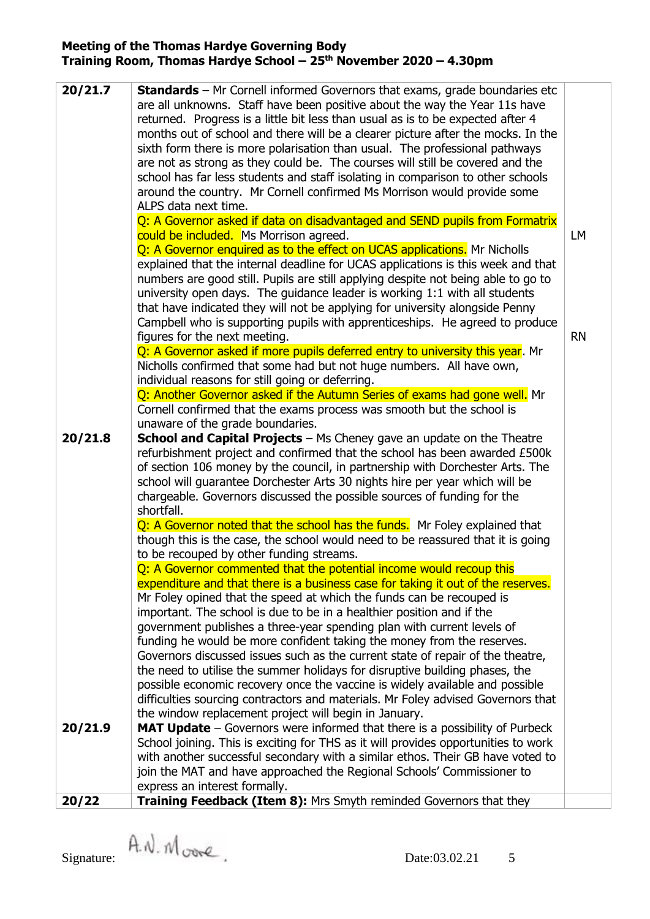**Meeting of the Thomas Hardye Governing Body**
**Training Room, Thomas Hardye School – 25th November 2020 – 4.30pm**

| | | |
|---|---|---|
| 20/21.7 | **Standards** – Mr Cornell informed Governors that exams, grade boundaries etc are all unknowns. Staff have been positive about the way the Year 11s have returned. Progress is a little bit less than usual as is to be expected after 4 months out of school and there will be a clearer picture after the mocks. In the sixth form there is more polarisation than usual. The professional pathways are not as strong as they could be. The courses will still be covered and the school has far less students and staff isolating in comparison to other schools around the country. Mr Cornell confirmed Ms Morrison would provide some ALPS data next time.<br>Q: A Governor asked if data on disadvantaged and SEND pupils from Formatrix could be included. Ms Morrison agreed.<br>Q: A Governor enquired as to the effect on UCAS applications. Mr Nicholls explained that the internal deadline for UCAS applications is this week and that numbers are good still. Pupils are still applying despite not being able to go to university open days. The guidance leader is working 1:1 with all students that have indicated they will not be applying for university alongside Penny Campbell who is supporting pupils with apprenticeships. He agreed to produce figures for the next meeting.<br>Q: A Governor asked if more pupils deferred entry to university this year. Mr Nicholls confirmed that some had but not huge numbers. All have own, individual reasons for still going or deferring.<br>Q: Another Governor asked if the Autumn Series of exams had gone well. Mr Cornell confirmed that the exams process was smooth but the school is unaware of the grade boundaries. | LM<br><br>RN |
| 20/21.8 | **School and Capital Projects** – Ms Cheney gave an update on the Theatre refurbishment project and confirmed that the school has been awarded £500k of section 106 money by the council, in partnership with Dorchester Arts. The school will guarantee Dorchester Arts 30 nights hire per year which will be chargeable. Governors discussed the possible sources of funding for the shortfall.<br>Q: A Governor noted that the school has the funds. Mr Foley explained that though this is the case, the school would need to be reassured that it is going to be recouped by other funding streams.<br>Q: A Governor commented that the potential income would recoup this expenditure and that there is a business case for taking it out of the reserves. Mr Foley opined that the speed at which the funds can be recouped is important. The school is due to be in a healthier position and if the government publishes a three-year spending plan with current levels of funding he would be more confident taking the money from the reserves. Governors discussed issues such as the current state of repair of the theatre, the need to utilise the summer holidays for disruptive building phases, the possible economic recovery once the vaccine is widely available and possible difficulties sourcing contractors and materials. Mr Foley advised Governors that the window replacement project will begin in January. | |
| 20/21.9 | **MAT Update** – Governors were informed that there is a possibility of Purbeck School joining. This is exciting for THS as it will provides opportunities to work with another successful secondary with a similar ethos. Their GB have voted to join the MAT and have approached the Regional Schools' Commissioner to express an interest formally. | |
| **20/22** | **Training Feedback (Item 8):** Mrs Smyth reminded Governors that they | |

Signature: A.N. Moore Date:03.02.21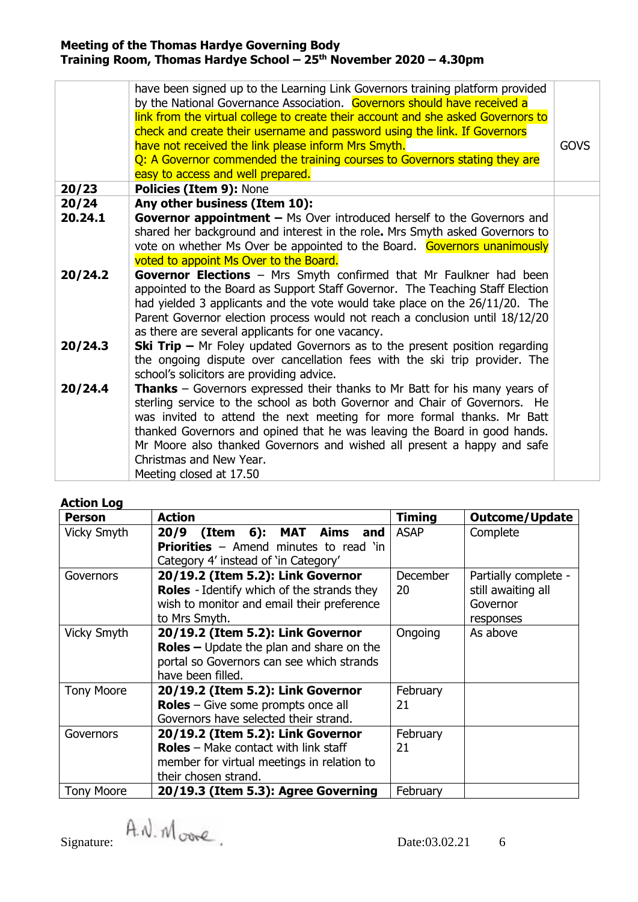**Meeting of the Thomas Hardye Governing Body**
**Training Room, Thomas Hardye School – 25th November 2020 – 4.30pm**

| | | |
|---|---|---|
| | have been signed up to the Learning Link Governors training platform provided by the National Governance Association. Governors should have received a link from the virtual college to create their account and she asked Governors to check and create their username and password using the link. If Governors have not received the link please inform Mrs Smyth.<br>Q: A Governor commended the training courses to Governors stating they are easy to access and well prepared. | GOVS |
| **20/23** | **Policies (Item 9):** None | |
| **20/24**<br>**20.24.1** | **Any other business (Item 10):**<br>**Governor appointment –** Ms Over introduced herself to the Governors and shared her background and interest in the role**.** Mrs Smyth asked Governors to vote on whether Ms Over be appointed to the Board. Governors unanimously voted to appoint Ms Over to the Board. | |
| **20/24.2** | **Governor Elections** – Mrs Smyth confirmed that Mr Faulkner had been appointed to the Board as Support Staff Governor. The Teaching Staff Election had yielded 3 applicants and the vote would take place on the 26/11/20. The Parent Governor election process would not reach a conclusion until 18/12/20 as there are several applicants for one vacancy. | |
| **20/24.3** | **Ski Trip –** Mr Foley updated Governors as to the present position regarding the ongoing dispute over cancellation fees with the ski trip provider. The school's solicitors are providing advice. | |
| **20/24.4** | **Thanks** – Governors expressed their thanks to Mr Batt for his many years of sterling service to the school as both Governor and Chair of Governors. He was invited to attend the next meeting for more formal thanks. Mr Batt thanked Governors and opined that he was leaving the Board in good hands. Mr Moore also thanked Governors and wished all present a happy and safe Christmas and New Year.<br>Meeting closed at 17.50 | |

**Action Log**

| Person | Action | Timing | Outcome/Update |
|---|---|---|---|
| Vicky Smyth | **20/9 (Item 6): MAT Aims and Priorities** – Amend minutes to read 'in Category 4' instead of 'in Category' | ASAP | Complete |
| Governors | **20/19.2 (Item 5.2): Link Governor Roles** - Identify which of the strands they wish to monitor and email their preference to Mrs Smyth. | December 20 | Partially complete - still awaiting all Governor responses |
| Vicky Smyth | **20/19.2 (Item 5.2): Link Governor Roles –** Update the plan and share on the portal so Governors can see which strands have been filled. | Ongoing | As above |
| Tony Moore | **20/19.2 (Item 5.2): Link Governor Roles** – Give some prompts once all Governors have selected their strand. | February 21 | |
| Governors | **20/19.2 (Item 5.2): Link Governor Roles** – Make contact with link staff member for virtual meetings in relation to their chosen strand. | February 21 | |
| Tony Moore | **20/19.3 (Item 5.3): Agree Governing** | February | |

Signature: A.N. Moore Date:03.02.21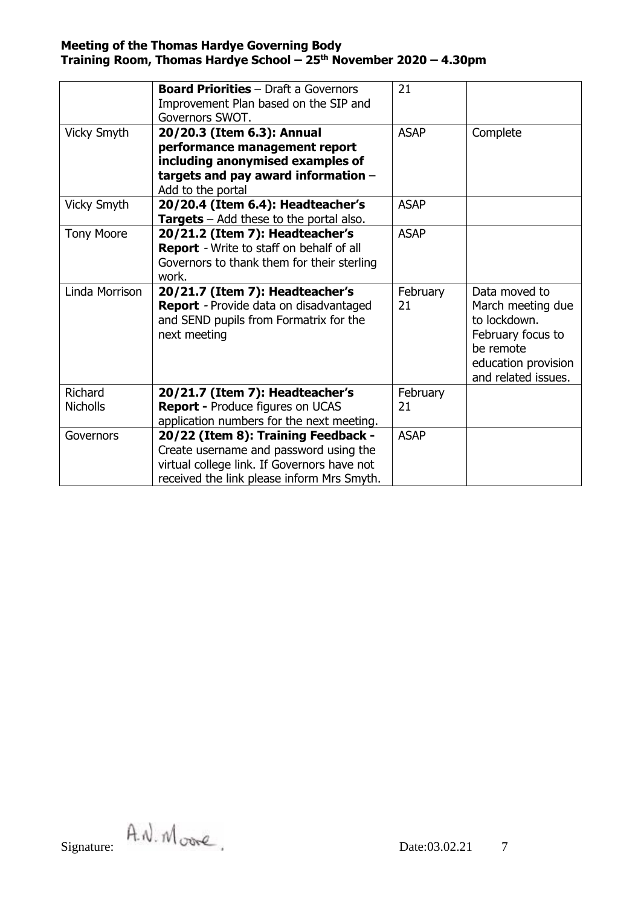**Meeting of the Thomas Hardye Governing Body**
**Training Room, Thomas Hardye School – 25th November 2020 – 4.30pm**

| | | | |
|---|---|---|---|
| | **Board Priorities** – Draft a Governors Improvement Plan based on the SIP and Governors SWOT. | 21 | |
| Vicky Smyth | **20/20.3 (Item 6.3): Annual performance management report including anonymised examples of targets and pay award information** – Add to the portal | ASAP | Complete |
| Vicky Smyth | **20/20.4 (Item 6.4): Headteacher's Targets** – Add these to the portal also. | ASAP | |
| Tony Moore | **20/21.2 (Item 7): Headteacher's Report** - Write to staff on behalf of all Governors to thank them for their sterling work. | ASAP | |
| Linda Morrison | **20/21.7 (Item 7): Headteacher's Report** - Provide data on disadvantaged and SEND pupils from Formatrix for the next meeting | February 21 | Data moved to March meeting due to lockdown. February focus to be remote education provision and related issues. |
| Richard Nicholls | **20/21.7 (Item 7): Headteacher's Report -** Produce figures on UCAS application numbers for the next meeting. | February 21 | |
| Governors | **20/22 (Item 8): Training Feedback -** Create username and password using the virtual college link. If Governors have not received the link please inform Mrs Smyth. | ASAP | |

Signature: A.N. Moore. Date:03.02.21